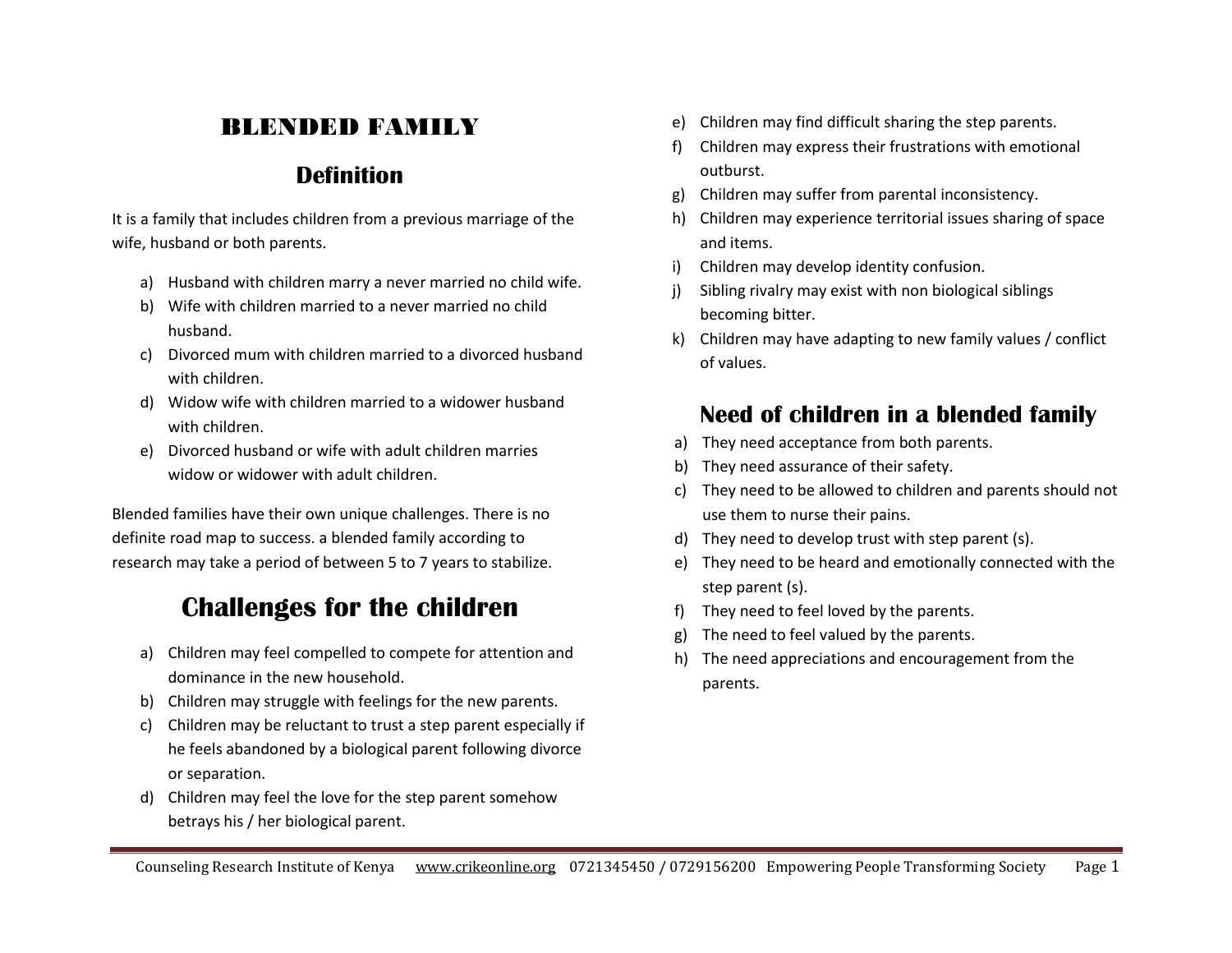# BLENDED FAMILY

## Definition

It is a family that includes children from a previous marriage of the wife, husband or both parents.

a) Husband with children marry a never married no child wife.
b) Wife with children married to a never married no child husband.
c) Divorced mum with children married to a divorced husband with children.
d) Widow wife with children married to a widower husband with children.
e) Divorced husband or wife with adult children marries widow or widower with adult children.

Blended families have their own unique challenges. There is no definite road map to success. a blended family according to research may take a period of between 5 to 7 years to stabilize.

## Challenges for the children

a) Children may feel compelled to compete for attention and dominance in the new household.
b) Children may struggle with feelings for the new parents.
c) Children may be reluctant to trust a step parent especially if he feels abandoned by a biological parent following divorce or separation.
d) Children may feel the love for the step parent somehow betrays his / her biological parent.
e) Children may find difficult sharing the step parents.
f) Children may express their frustrations with emotional outburst.
g) Children may suffer from parental inconsistency.
h) Children may experience territorial issues sharing of space and items.
i) Children may develop identity confusion.
j) Sibling rivalry may exist with non biological siblings becoming bitter.
k) Children may have adapting to new family values / conflict of values.

## Need of children in a blended family

a) They need acceptance from both parents.
b) They need assurance of their safety.
c) They need to be allowed to children and parents should not use them to nurse their pains.
d) They need to develop trust with step parent (s).
e) They need to be heard and emotionally connected with the step parent (s).
f) They need to feel loved by the parents.
g) The need to feel valued by the parents.
h) The need appreciations and encouragement from the parents.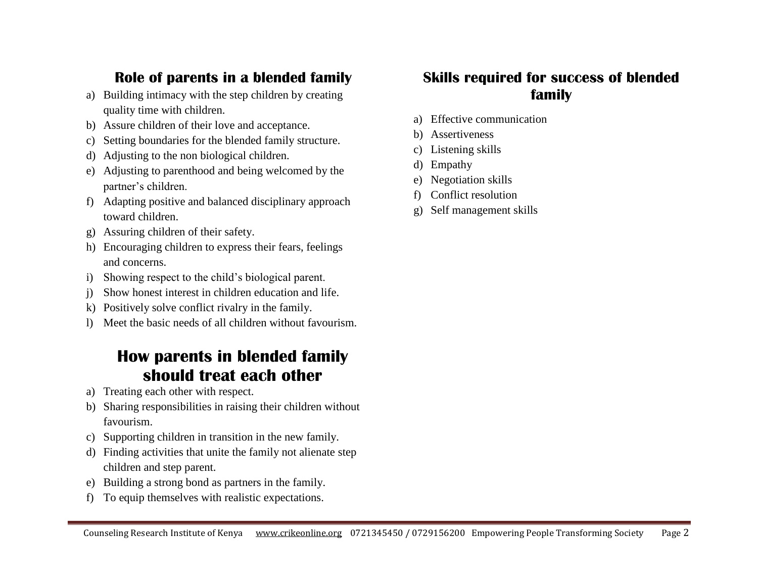## Role of parents in a blended family

a) Building intimacy with the step children by creating quality time with children.
b) Assure children of their love and acceptance.
c) Setting boundaries for the blended family structure.
d) Adjusting to the non biological children.
e) Adjusting to parenthood and being welcomed by the partner's children.
f) Adapting positive and balanced disciplinary approach toward children.
g) Assuring children of their safety.
h) Encouraging children to express their fears, feelings and concerns.
i) Showing respect to the child's biological parent.
j) Show honest interest in children education and life.
k) Positively solve conflict rivalry in the family.
l) Meet the basic needs of all children without favourism.

## How parents in blended family should treat each other

a) Treating each other with respect.
b) Sharing responsibilities in raising their children without favourism.
c) Supporting children in transition in the new family.
d) Finding activities that unite the family not alienate step children and step parent.
e) Building a strong bond as partners in the family.
f) To equip themselves with realistic expectations.

## Skills required for success of blended family

a) Effective communication
b) Assertiveness
c) Listening skills
d) Empathy
e) Negotiation skills
f) Conflict resolution
g) Self management skills